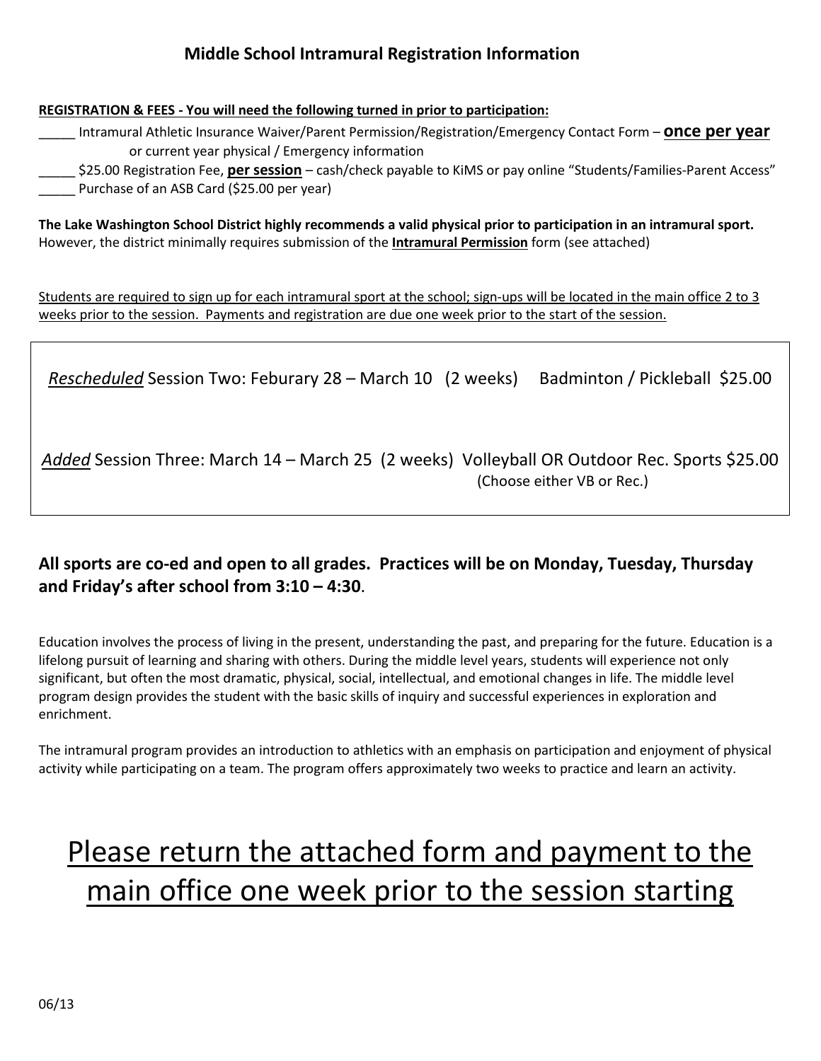## Middle School Intramural Registration Information

**REGISTRATION & FEES - You will need the following turned in prior to participation:**

_____ Intramural Athletic Insurance Waiver/Parent Permission/Registration/Emergency Contact Form – **once per year** or current year physical / Emergency information

_____ $25.00 Registration Fee, **per session** – cash/check payable to KiMS or pay online "Students/Families-Parent Access"

_____ Purchase of an ASB Card ($25.00 per year)

**The Lake Washington School District highly recommends a valid physical prior to participation in an intramural sport.** However, the district minimally requires submission of the **Intramural Permission** form (see attached)

Students are required to sign up for each intramural sport at the school; sign-ups will be located in the main office 2 to 3 weeks prior to the session. Payments and registration are due one week prior to the start of the session.

*Rescheduled* Session Two: Feburary 28 – March 10 (2 weeks) Badminton / Pickleball $25.00

*Added* Session Three: March 14 – March 25 (2 weeks) Volleyball OR Outdoor Rec. Sports $25.00 (Choose either VB or Rec.)

**All sports are co-ed and open to all grades. Practices will be on Monday, Tuesday, Thursday and Friday's after school from 3:10 – 4:30**.

Education involves the process of living in the present, understanding the past, and preparing for the future. Education is a lifelong pursuit of learning and sharing with others. During the middle level years, students will experience not only significant, but often the most dramatic, physical, social, intellectual, and emotional changes in life. The middle level program design provides the student with the basic skills of inquiry and successful experiences in exploration and enrichment.

The intramural program provides an introduction to athletics with an emphasis on participation and enjoyment of physical activity while participating on a team. The program offers approximately two weeks to practice and learn an activity.

# Please return the attached form and payment to the main office one week prior to the session starting

06/13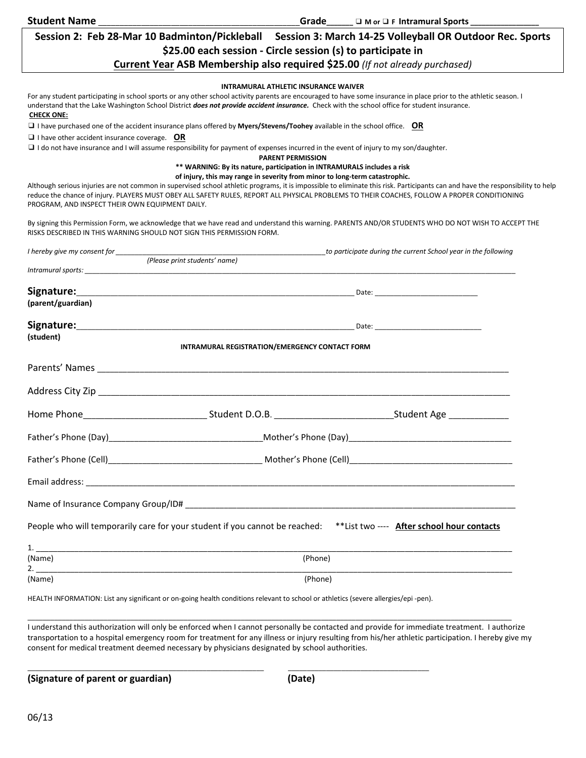**Student Name** ______________________________________ **Grade**_____ ❑ **M or** ❑ **F Intramural Sports** _____________

**Session 2: Feb 28-Mar 10 Badminton/Pickleball Session 3: March 14-25 Volleyball OR Outdoor Rec. Sports**

**$25.00 each session - Circle session (s) to participate in**

**Current Year ASB Membership also required $25.00** *(If not already purchased)*

**INTRAMURAL ATHLETIC INSURANCE WAIVER**

For any student participating in school sports or any other school activity parents are encouraged to have some insurance in place prior to the athletic season. I understand that the Lake Washington School District ***does not provide accident insurance.*** Check with the school office for student insurance.

**CHECK ONE:**

❑ I have purchased one of the accident insurance plans offered by **Myers/Stevens/Toohey** available in the school office. **OR**

❑ I have other accident insurance coverage. **OR**

❑ I do not have insurance and I will assume responsibility for payment of expenses incurred in the event of injury to my son/daughter.

**PARENT PERMISSION**

**\*\* WARNING: By its nature, participation in INTRAMURALS includes a risk of injury, this may range in severity from minor to long-term catastrophic.**

Although serious injuries are not common in supervised school athletic programs, it is impossible to eliminate this risk. Participants can and have the responsibility to help reduce the chance of injury. PLAYERS MUST OBEY ALL SAFETY RULES, REPORT ALL PHYSICAL PROBLEMS TO THEIR COACHES, FOLLOW A PROPER CONDITIONING PROGRAM, AND INSPECT THEIR OWN EQUIPMENT DAILY.

By signing this Permission Form, we acknowledge that we have read and understand this warning. PARENTS AND/OR STUDENTS WHO DO NOT WISH TO ACCEPT THE RISKS DESCRIBED IN THIS WARNING SHOULD NOT SIGN THIS PERMISSION FORM.

*I hereby give my consent for* ______________________________________ *to participate during the current School year in the following*
*(Please print students' name)*
*Intramural sports:* ______________________________________

**Signature:**______________________________________ Date: ________________________
**(parent/guardian)**

**Signature:**______________________________________ Date: ________________________
**(student)**

**INTRAMURAL REGISTRATION/EMERGENCY CONTACT FORM**

Parents' Names ______________________________________

Address City Zip ______________________________________

Home Phone________________________ Student D.O.B. ______________________Student Age ___________

Father's Phone (Day)________________________________Mother's Phone (Day)__________________________________

Father's Phone (Cell)________________________________ Mother's Phone (Cell)__________________________________

Email address: ______________________________________

Name of Insurance Company Group/ID# ______________________________________

People who will temporarily care for your student if you cannot be reached: \*\*List two ---- **After school hour contacts**

1. ______________________________________
(Name) (Phone)
2. ______________________________________
(Name) (Phone)

HEALTH INFORMATION: List any significant or on-going health conditions relevant to school or athletics (severe allergies/epi -pen).

______________________________________

I understand this authorization will only be enforced when I cannot personally be contacted and provide for immediate treatment. I authorize transportation to a hospital emergency room for treatment for any illness or injury resulting from his/her athletic participation. I hereby give my consent for medical treatment deemed necessary by physicians designated by school authorities.

______________________________________ ____________________________

**(Signature of parent or guardian)** **(Date)**

06/13